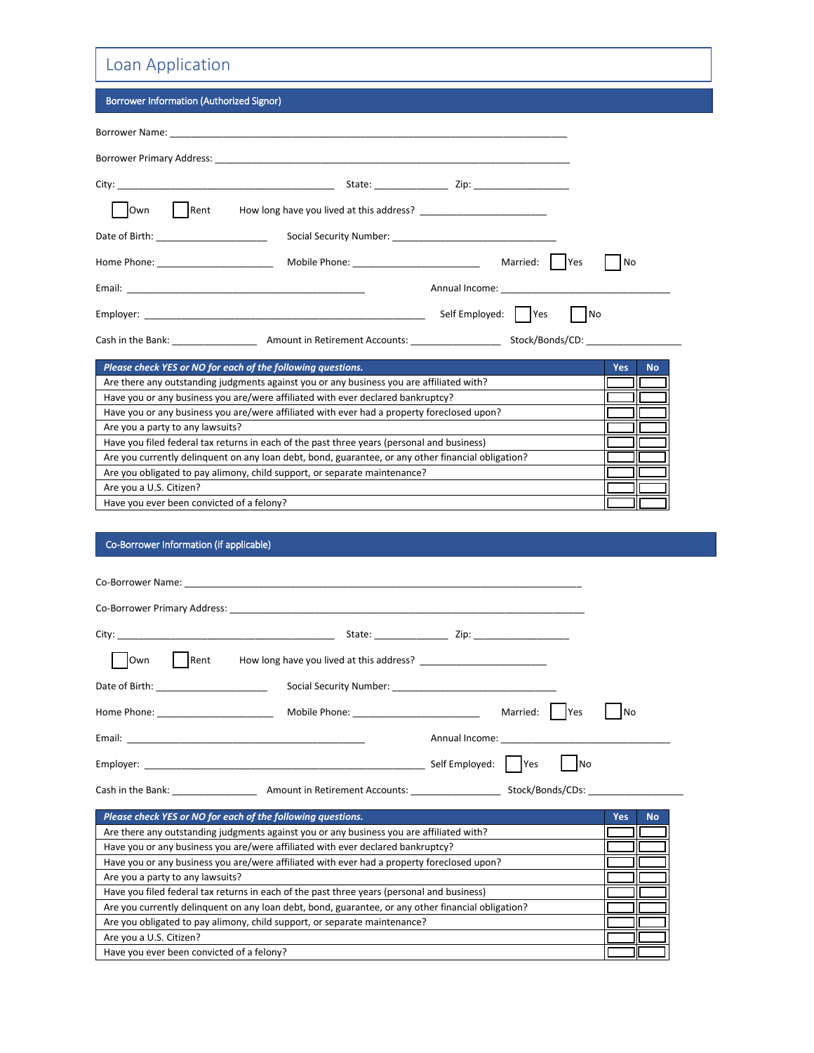# Loan Application

## Borrower Information (Authorized Signor)

Borrower Name: ___________________________________________________________________________

Borrower Primary Address: ___________________________________________________________________

City: _________________________________________ State: _____________ Zip: _________________

☐ Own ☐ Rent How long have you lived at this address? _______________________

Date of Birth: ____________________ Social Security Number: ______________________________

Home Phone: _____________________ Mobile Phone: _______________________ Married: ☐ Yes ☐ No

Email: _____________________________________________ Annual Income: _______________________________

Employer: ____________________________________________________ Self Employed: ☐ Yes ☐ No

Cash in the Bank: _______________ Amount in Retirement Accounts: ________________ Stock/Bonds/CD: _________________

| *Please check YES or NO for each of the following questions.* | Yes | No |
|---|---|---|
| Are there any outstanding judgments against you or any business you are affiliated with? | ☐ | ☐ |
| Have you or any business you are/were affiliated with ever declared bankruptcy? | ☐ | ☐ |
| Have you or any business you are/were affiliated with ever had a property foreclosed upon? | ☐ | ☐ |
| Are you a party to any lawsuits? | ☐ | ☐ |
| Have you filed federal tax returns in each of the past three years (personal and business) | ☐ | ☐ |
| Are you currently delinquent on any loan debt, bond, guarantee, or any other financial obligation? | ☐ | ☐ |
| Are you obligated to pay alimony, child support, or separate maintenance? | ☐ | ☐ |
| Are you a U.S. Citizen? | ☐ | ☐ |
| Have you ever been convicted of a felony? | ☐ | ☐ |

## Co-Borrower Information (if applicable)

Co-Borrower Name: ___________________________________________________________________________

Co-Borrower Primary Address: _________________________________________________________________

City: _________________________________________ State: _____________ Zip: _________________

☐ Own ☐ Rent How long have you lived at this address? _______________________

Date of Birth: ____________________ Social Security Number: ______________________________

Home Phone: _____________________ Mobile Phone: _______________________ Married: ☐ Yes ☐ No

Email: _____________________________________________ Annual Income: _______________________________

Employer: ____________________________________________________ Self Employed: ☐ Yes ☐ No

Cash in the Bank: _______________ Amount in Retirement Accounts: ________________ Stock/Bonds/CDs: _________________

| *Please check YES or NO for each of the following questions.* | Yes | No |
|---|---|---|
| Are there any outstanding judgments against you or any business you are affiliated with? | ☐ | ☐ |
| Have you or any business you are/were affiliated with ever declared bankruptcy? | ☐ | ☐ |
| Have you or any business you are/were affiliated with ever had a property foreclosed upon? | ☐ | ☐ |
| Are you a party to any lawsuits? | ☐ | ☐ |
| Have you filed federal tax returns in each of the past three years (personal and business) | ☐ | ☐ |
| Are you currently delinquent on any loan debt, bond, guarantee, or any other financial obligation? | ☐ | ☐ |
| Are you obligated to pay alimony, child support, or separate maintenance? | ☐ | ☐ |
| Are you a U.S. Citizen? | ☐ | ☐ |
| Have you ever been convicted of a felony? | ☐ | ☐ |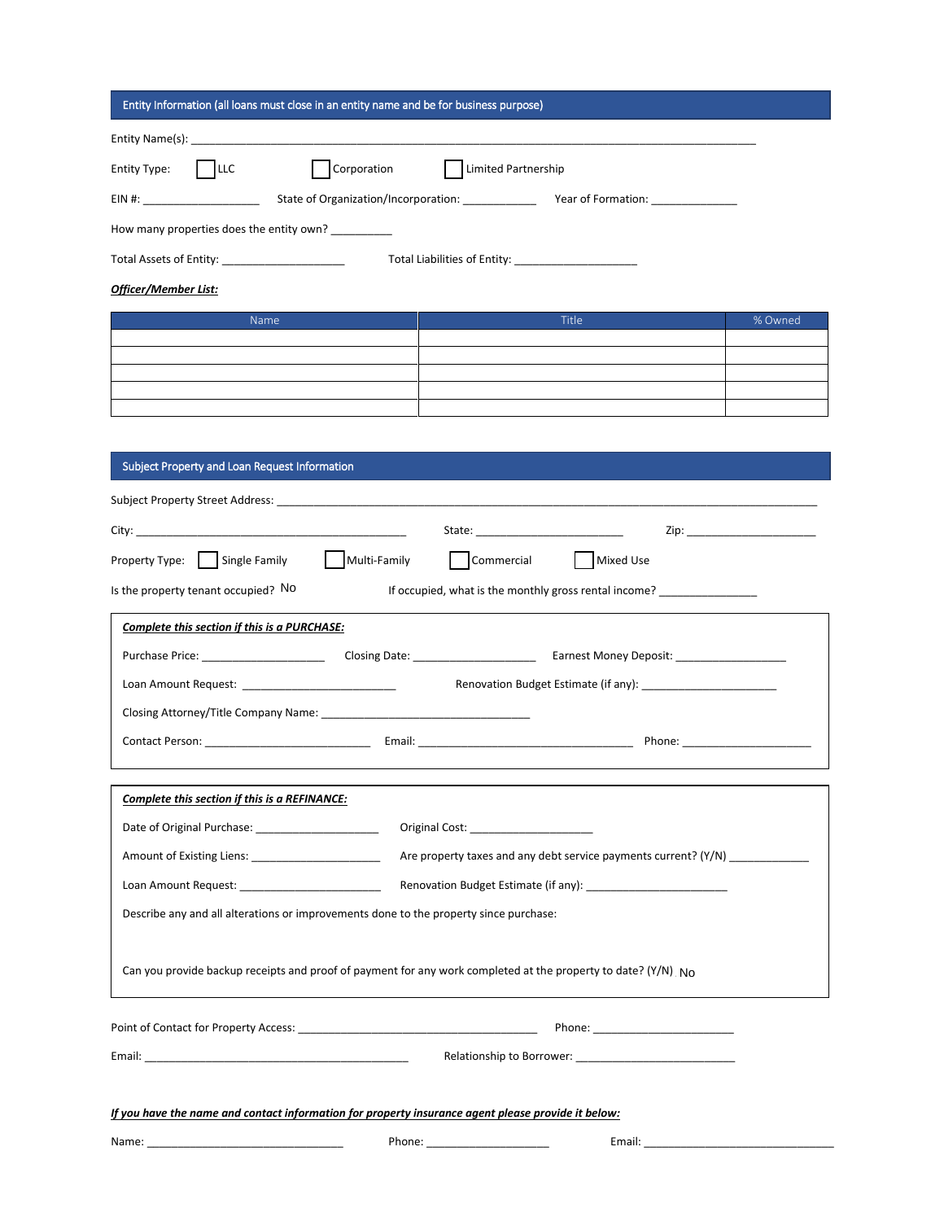## Entity Information (all loans must close in an entity name and be for business purpose)

Entity Name(s): ___________________________________________________________________________

Entity Type: ☐ LLC ☐ Corporation ☐ Limited Partnership

EIN #: __________________ State of Organization/Incorporation: ____________ Year of Formation: ______________

How many properties does the entity own? __________

Total Assets of Entity: ____________________ Total Liabilities of Entity: ____________________

***Officer/Member List:***

| Name | Title | % Owned |
|---|---|---|
| | | |
| | | |
| | | |
| | | |
| | | |

## Subject Property and Loan Request Information

Subject Property Street Address: ___________________________________________________________________________

City: ____________________________________________ State: ________________________ Zip: _____________________

Property Type: ☐ Single Family ☐ Multi-Family ☐ Commercial ☐ Mixed Use

Is the property tenant occupied? No If occupied, what is the monthly gross rental income? ________________

***Complete this section if this is a PURCHASE:***

Purchase Price: ____________________ Closing Date: ____________________ Earnest Money Deposit: __________________

Loan Amount Request: _________________________ Renovation Budget Estimate (if any): ______________________

Closing Attorney/Title Company Name: __________________________________

Contact Person: ___________________________ Email: ___________________________________ Phone: _____________________

***Complete this section if this is a REFINANCE:***

Date of Original Purchase: ____________________ Original Cost: ____________________

Amount of Existing Liens: _____________________ Are property taxes and any debt service payments current? (Y/N) _____________

Loan Amount Request: _______________________ Renovation Budget Estimate (if any): _______________________

Describe any and all alterations or improvements done to the property since purchase:

Can you provide backup receipts and proof of payment for any work completed at the property to date? (Y/N) No

Point of Contact for Property Access: _______________________________________ Phone: ______________________

Email: ___________________________________________ Relationship to Borrower: _________________________

***If you have the name and contact information for property insurance agent please provide it below:***

Name: ________________________________ Phone: ____________________ Email: _______________________________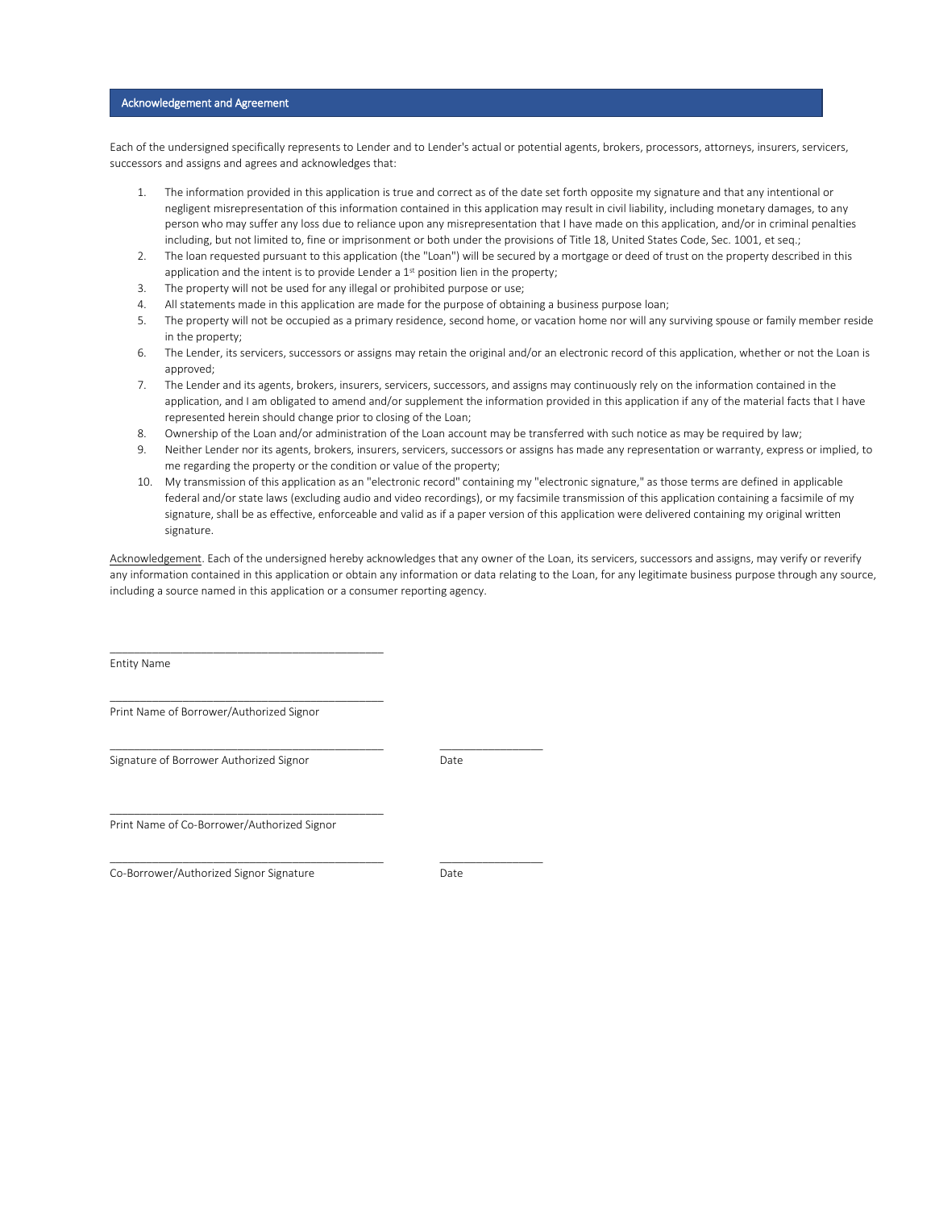## Acknowledgement and Agreement

Each of the undersigned specifically represents to Lender and to Lender's actual or potential agents, brokers, processors, attorneys, insurers, servicers, successors and assigns and agrees and acknowledges that:

1. The information provided in this application is true and correct as of the date set forth opposite my signature and that any intentional or negligent misrepresentation of this information contained in this application may result in civil liability, including monetary damages, to any person who may suffer any loss due to reliance upon any misrepresentation that I have made on this application, and/or in criminal penalties including, but not limited to, fine or imprisonment or both under the provisions of Title 18, United States Code, Sec. 1001, et seq.;
2. The loan requested pursuant to this application (the "Loan") will be secured by a mortgage or deed of trust on the property described in this application and the intent is to provide Lender a 1st position lien in the property;
3. The property will not be used for any illegal or prohibited purpose or use;
4. All statements made in this application are made for the purpose of obtaining a business purpose loan;
5. The property will not be occupied as a primary residence, second home, or vacation home nor will any surviving spouse or family member reside in the property;
6. The Lender, its servicers, successors or assigns may retain the original and/or an electronic record of this application, whether or not the Loan is approved;
7. The Lender and its agents, brokers, insurers, servicers, successors, and assigns may continuously rely on the information contained in the application, and I am obligated to amend and/or supplement the information provided in this application if any of the material facts that I have represented herein should change prior to closing of the Loan;
8. Ownership of the Loan and/or administration of the Loan account may be transferred with such notice as may be required by law;
9. Neither Lender nor its agents, brokers, insurers, servicers, successors or assigns has made any representation or warranty, express or implied, to me regarding the property or the condition or value of the property;
10. My transmission of this application as an "electronic record" containing my "electronic signature," as those terms are defined in applicable federal and/or state laws (excluding audio and video recordings), or my facsimile transmission of this application containing a facsimile of my signature, shall be as effective, enforceable and valid as if a paper version of this application were delivered containing my original written signature.

Acknowledgement. Each of the undersigned hereby acknowledges that any owner of the Loan, its servicers, successors and assigns, may verify or reverify any information contained in this application or obtain any information or data relating to the Loan, for any legitimate business purpose through any source, including a source named in this application or a consumer reporting agency.

\_\_\_\_\_\_\_\_\_\_\_\_\_\_\_\_\_\_\_\_\_\_\_\_\_\_\_\_\_\_\_\_\_\_\_\_\_\_\_\_\_\_\_\_
Entity Name

\_\_\_\_\_\_\_\_\_\_\_\_\_\_\_\_\_\_\_\_\_\_\_\_\_\_\_\_\_\_\_\_\_\_\_\_\_\_\_\_\_\_\_\_
Print Name of Borrower/Authorized Signor

\_\_\_\_\_\_\_\_\_\_\_\_\_\_\_\_\_\_\_\_\_\_\_\_\_\_\_\_\_\_\_\_\_\_\_\_\_\_\_\_\_\_\_\_ \_\_\_\_\_\_\_\_\_\_\_\_\_\_\_\_
Signature of Borrower Authorized Signor Date

\_\_\_\_\_\_\_\_\_\_\_\_\_\_\_\_\_\_\_\_\_\_\_\_\_\_\_\_\_\_\_\_\_\_\_\_\_\_\_\_\_\_\_\_
Print Name of Co-Borrower/Authorized Signor

\_\_\_\_\_\_\_\_\_\_\_\_\_\_\_\_\_\_\_\_\_\_\_\_\_\_\_\_\_\_\_\_\_\_\_\_\_\_\_\_\_\_\_\_ \_\_\_\_\_\_\_\_\_\_\_\_\_\_\_\_
Co-Borrower/Authorized Signor Signature Date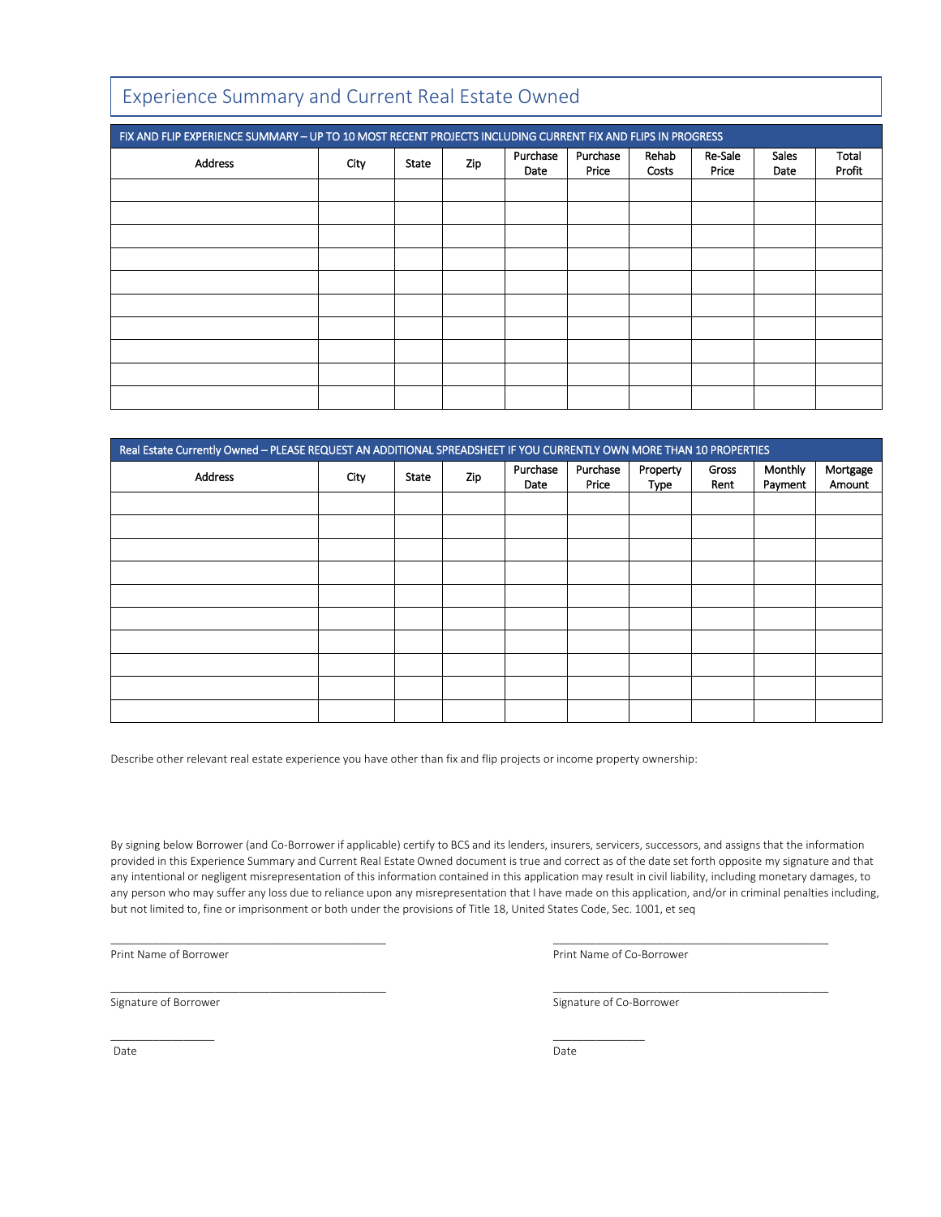# Experience Summary and Current Real Estate Owned

| FIX AND FLIP EXPERIENCE SUMMARY – UP TO 10 MOST RECENT PROJECTS INCLUDING CURRENT FIX AND FLIPS IN PROGRESS | | | | | | | | | |
|---|---|---|---|---|---|---|---|---|---|
| Address | City | State | Zip | Purchase Date | Purchase Price | Rehab Costs | Re-Sale Price | Sales Date | Total Profit |
| | | | | | | | | | |
| | | | | | | | | | |
| | | | | | | | | | |
| | | | | | | | | | |
| | | | | | | | | | |
| | | | | | | | | | |
| | | | | | | | | | |
| | | | | | | | | | |
| | | | | | | | | | |
| | | | | | | | | | |

| Real Estate Currently Owned – PLEASE REQUEST AN ADDITIONAL SPREADSHEET IF YOU CURRENTLY OWN MORE THAN 10 PROPERTIES | | | | | | | | | |
|---|---|---|---|---|---|---|---|---|---|
| Address | City | State | Zip | Purchase Date | Purchase Price | Property Type | Gross Rent | Monthly Payment | Mortgage Amount |
| | | | | | | | | | |
| | | | | | | | | | |
| | | | | | | | | | |
| | | | | | | | | | |
| | | | | | | | | | |
| | | | | | | | | | |
| | | | | | | | | | |
| | | | | | | | | | |
| | | | | | | | | | |
| | | | | | | | | | |

Describe other relevant real estate experience you have other than fix and flip projects or income property ownership:

By signing below Borrower (and Co-Borrower if applicable) certify to BCS and its lenders, insurers, servicers, successors, and assigns that the information provided in this Experience Summary and Current Real Estate Owned document is true and correct as of the date set forth opposite my signature and that any intentional or negligent misrepresentation of this information contained in this application may result in civil liability, including monetary damages, to any person who may suffer any loss due to reliance upon any misrepresentation that I have made on this application, and/or in criminal penalties including, but not limited to, fine or imprisonment or both under the provisions of Title 18, United States Code, Sec. 1001, et seq

_____________________________________________
Print Name of Borrower

_____________________________________________
Print Name of Co-Borrower

_____________________________________________
Signature of Borrower

_____________________________________________
Signature of Co-Borrower

_________________
Date

_______________
Date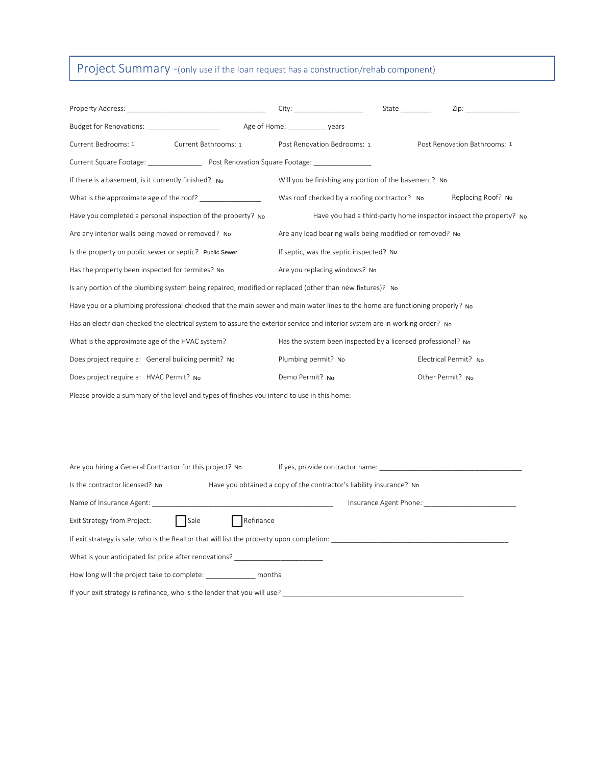## Project Summary -(only use if the loan request has a construction/rehab component)

Property Address: ___________________________________ City: _________________ State ________ Zip: ______________

Budget for Renovations: ___________________ Age of Home: __________ years

Current Bedrooms: 1 Current Bathrooms: 1 Post Renovation Bedrooms: 1 Post Renovation Bathrooms: 1

Current Square Footage: ______________ Post Renovation Square Footage: _______________

If there is a basement, is it currently finished? No Will you be finishing any portion of the basement? No

What is the approximate age of the roof? ________________ Was roof checked by a roofing contractor? No Replacing Roof? No

Have you completed a personal inspection of the property? No Have you had a third-party home inspector inspect the property? No

Are any interior walls being moved or removed? No Are any load bearing walls being modified or removed? No

Is the property on public sewer or septic? Public Sewer If septic, was the septic inspected? No

Has the property been inspected for termites? No Are you replacing windows? No

Is any portion of the plumbing system being repaired, modified or replaced (other than new fixtures)? No

Have you or a plumbing professional checked that the main sewer and main water lines to the home are functioning properly? No

Has an electrician checked the electrical system to assure the exterior service and interior system are in working order? No

What is the approximate age of the HVAC system? Has the system been inspected by a licensed professional? No

Does project require a: General building permit? No Plumbing permit? No Electrical Permit? No

Does project require a: HVAC Permit? No Demo Permit? No Other Permit? No

Please provide a summary of the level and types of finishes you intend to use in this home:

Are you hiring a General Contractor for this project? No If yes, provide contractor name: _____________________________________

Is the contractor licensed? No Have you obtained a copy of the contractor's liability insurance? No

Name of Insurance Agent: ______________________________________________ Insurance Agent Phone: ________________________

Exit Strategy from Project: ☐ Sale ☐ Refinance

If exit strategy is sale, who is the Realtor that will list the property upon completion: ______________________________________________

What is your anticipated list price after renovations? _______________________

How long will the project take to complete: _____________ months

If your exit strategy is refinance, who is the lender that you will use? ________________________________________________